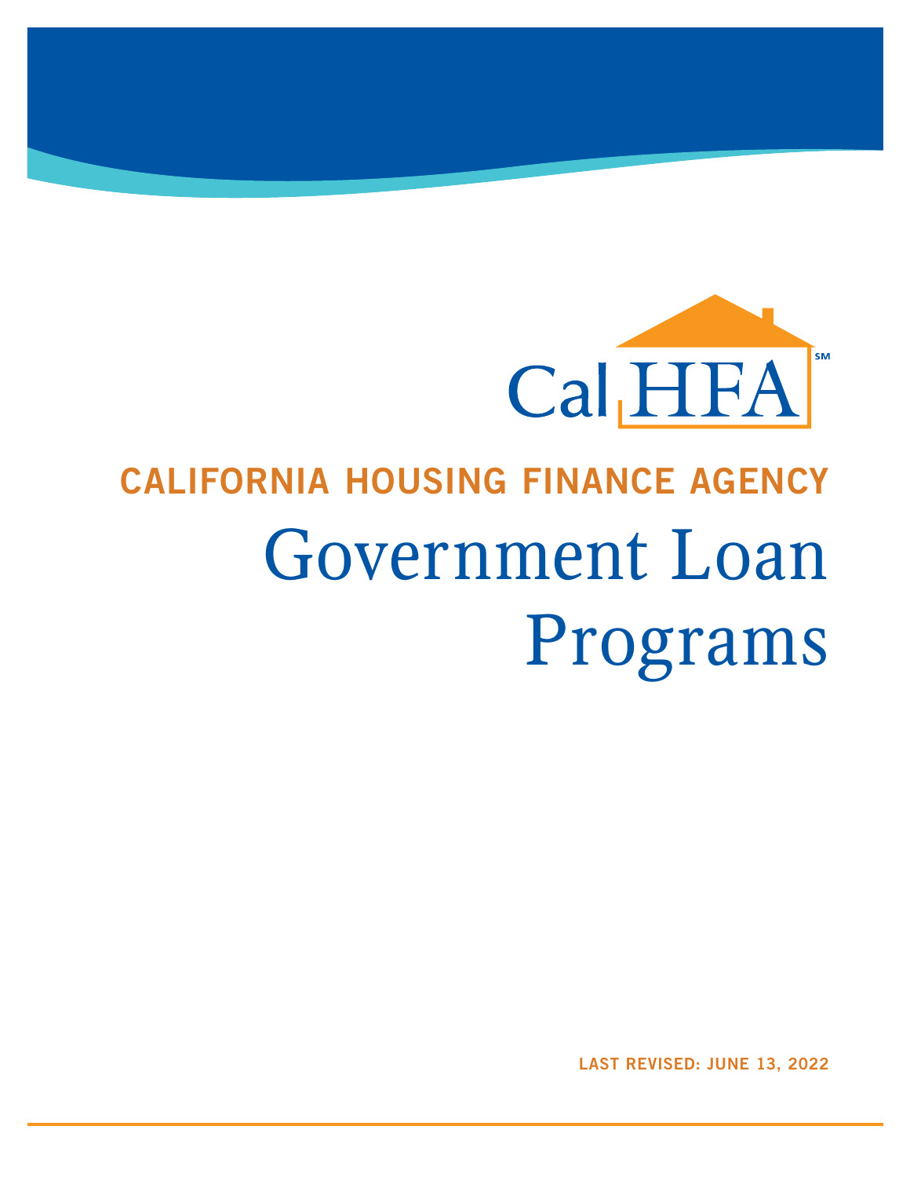CalHFA[SM]

**CALIFORNIA HOUSING FINANCE AGENCY**

# Government Loan Programs

**LAST REVISED: JUNE 13, 2022**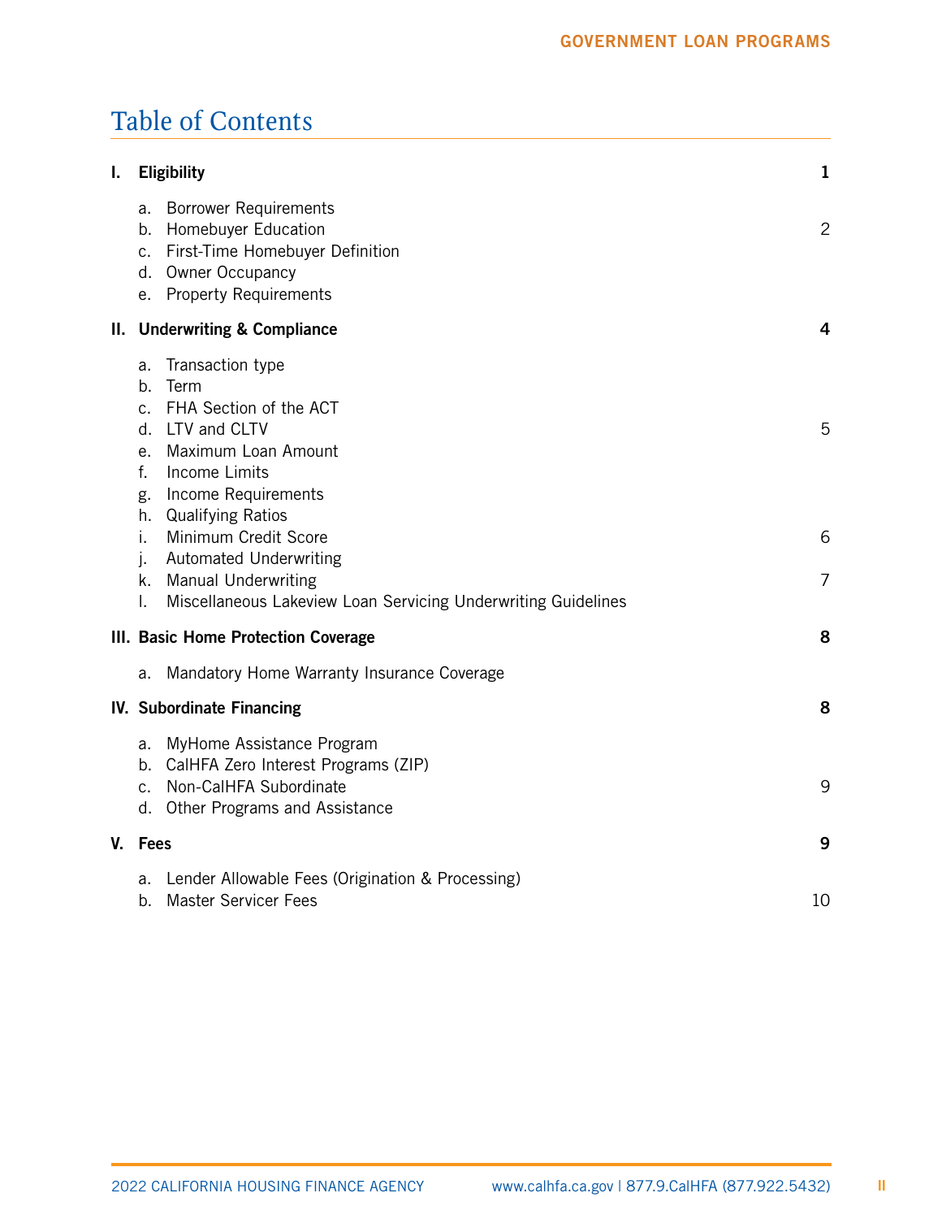# Table of Contents

| | | |
|---|---|---|
| **I.** | **Eligibility** | **1** |
| | a. Borrower Requirements | |
| | b. Homebuyer Education | 2 |
| | c. First-Time Homebuyer Definition | |
| | d. Owner Occupancy | |
| | e. Property Requirements | |
| **II.** | **Underwriting & Compliance** | **4** |
| | a. Transaction type | |
| | b. Term | |
| | c. FHA Section of the ACT | |
| | d. LTV and CLTV | 5 |
| | e. Maximum Loan Amount | |
| | f. Income Limits | |
| | g. Income Requirements | |
| | h. Qualifying Ratios | |
| | i. Minimum Credit Score | 6 |
| | j. Automated Underwriting | |
| | k. Manual Underwriting | 7 |
| | l. Miscellaneous Lakeview Loan Servicing Underwriting Guidelines | |
| **III.** | **Basic Home Protection Coverage** | **8** |
| | a. Mandatory Home Warranty Insurance Coverage | |
| **IV.** | **Subordinate Financing** | **8** |
| | a. MyHome Assistance Program | |
| | b. CalHFA Zero Interest Programs (ZIP) | |
| | c. Non-CalHFA Subordinate | 9 |
| | d. Other Programs and Assistance | |
| **V.** | **Fees** | **9** |
| | a. Lender Allowable Fees (Origination & Processing) | |
| | b. Master Servicer Fees | 10 |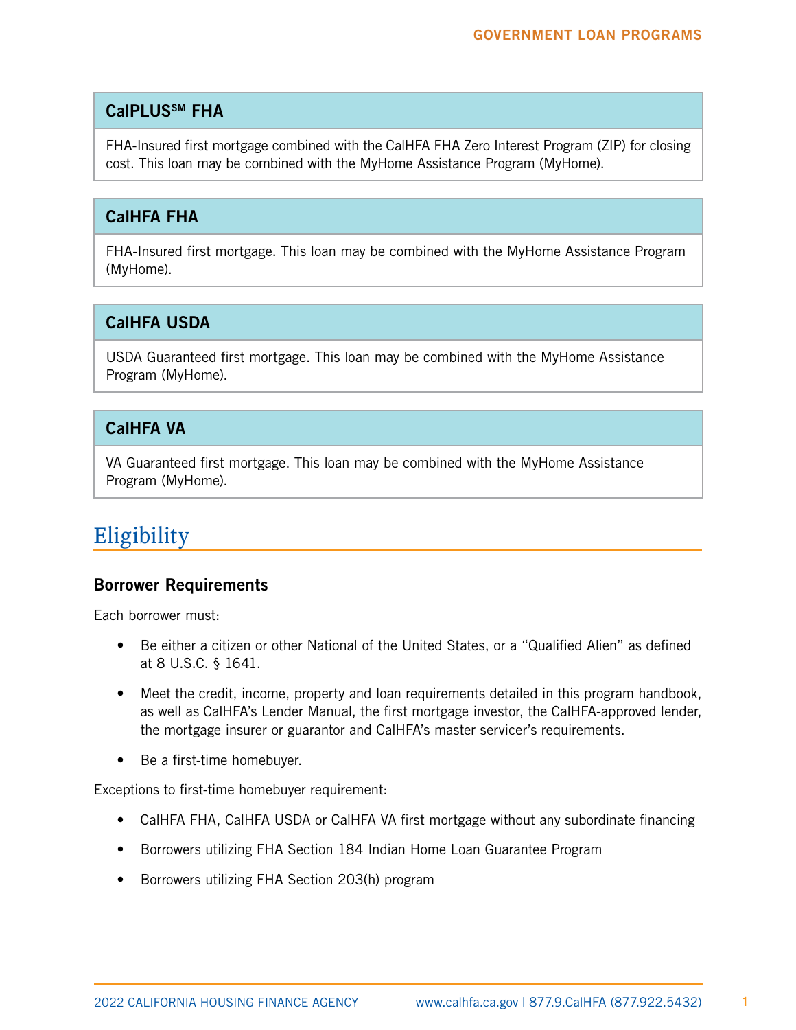### CalPLUS℠ FHA

FHA-Insured first mortgage combined with the CalHFA FHA Zero Interest Program (ZIP) for closing cost. This loan may be combined with the MyHome Assistance Program (MyHome).

### CalHFA FHA

FHA-Insured first mortgage. This loan may be combined with the MyHome Assistance Program (MyHome).

### CalHFA USDA

USDA Guaranteed first mortgage. This loan may be combined with the MyHome Assistance Program (MyHome).

### CalHFA VA

VA Guaranteed first mortgage. This loan may be combined with the MyHome Assistance Program (MyHome).

## Eligibility

### Borrower Requirements

Each borrower must:

- Be either a citizen or other National of the United States, or a "Qualified Alien" as defined at 8 U.S.C. § 1641.
- Meet the credit, income, property and loan requirements detailed in this program handbook, as well as CalHFA's Lender Manual, the first mortgage investor, the CalHFA-approved lender, the mortgage insurer or guarantor and CalHFA's master servicer's requirements.
- Be a first-time homebuyer.

Exceptions to first-time homebuyer requirement:

- CalHFA FHA, CalHFA USDA or CalHFA VA first mortgage without any subordinate financing
- Borrowers utilizing FHA Section 184 Indian Home Loan Guarantee Program
- Borrowers utilizing FHA Section 203(h) program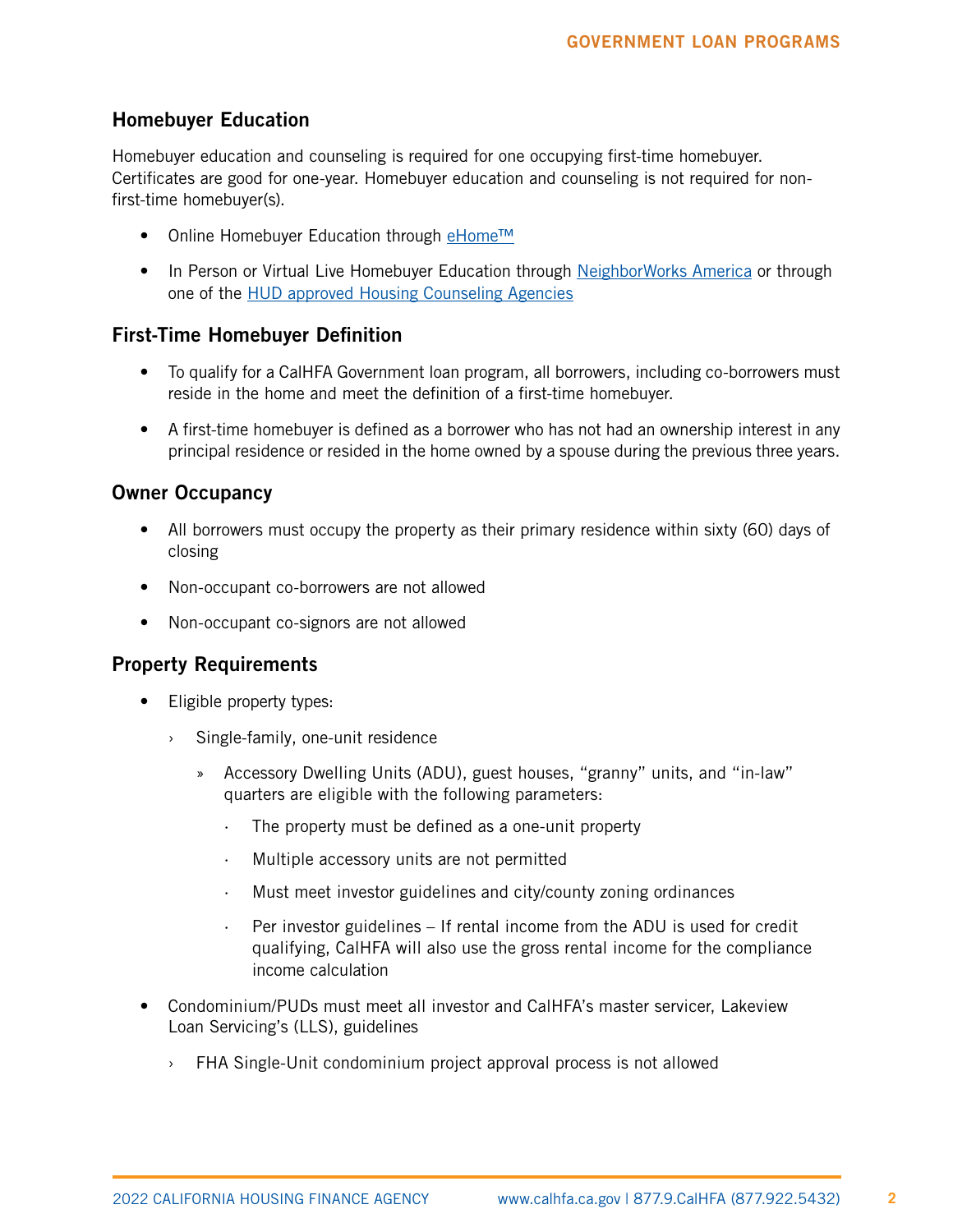## Homebuyer Education

Homebuyer education and counseling is required for one occupying first-time homebuyer. Certificates are good for one-year. Homebuyer education and counseling is not required for non-first-time homebuyer(s).

- Online Homebuyer Education through eHome™
- In Person or Virtual Live Homebuyer Education through NeighborWorks America or through one of the HUD approved Housing Counseling Agencies

## First-Time Homebuyer Definition

- To qualify for a CalHFA Government loan program, all borrowers, including co-borrowers must reside in the home and meet the definition of a first-time homebuyer.
- A first-time homebuyer is defined as a borrower who has not had an ownership interest in any principal residence or resided in the home owned by a spouse during the previous three years.

## Owner Occupancy

- All borrowers must occupy the property as their primary residence within sixty (60) days of closing
- Non-occupant co-borrowers are not allowed
- Non-occupant co-signors are not allowed

## Property Requirements

- Eligible property types:
  - Single-family, one-unit residence
    - Accessory Dwelling Units (ADU), guest houses, "granny" units, and "in-law" quarters are eligible with the following parameters:
      - The property must be defined as a one-unit property
      - Multiple accessory units are not permitted
      - Must meet investor guidelines and city/county zoning ordinances
      - Per investor guidelines – If rental income from the ADU is used for credit qualifying, CalHFA will also use the gross rental income for the compliance income calculation
- Condominium/PUDs must meet all investor and CalHFA's master servicer, Lakeview Loan Servicing's (LLS), guidelines
  - FHA Single-Unit condominium project approval process is not allowed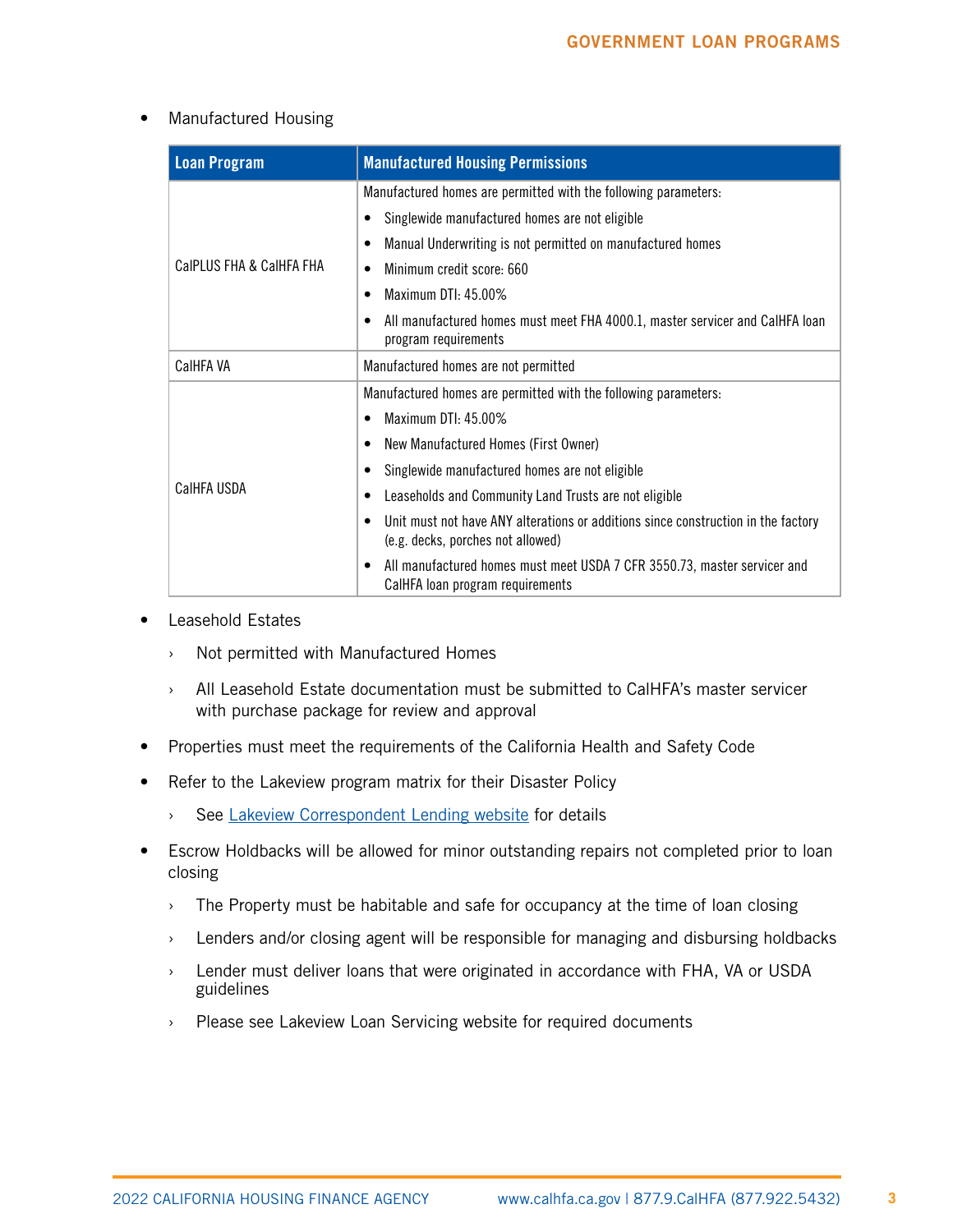- Manufactured Housing

| Loan Program | Manufactured Housing Permissions |
| --- | --- |
| CalPLUS FHA & CalHFA FHA | Manufactured homes are permitted with the following parameters:<br>• Singlewide manufactured homes are not eligible<br>• Manual Underwriting is not permitted on manufactured homes<br>• Minimum credit score: 660<br>• Maximum DTI: 45.00%<br>• All manufactured homes must meet FHA 4000.1, master servicer and CalHFA loan program requirements |
| CalHFA VA | Manufactured homes are not permitted |
| CalHFA USDA | Manufactured homes are permitted with the following parameters:<br>• Maximum DTI: 45.00%<br>• New Manufactured Homes (First Owner)<br>• Singlewide manufactured homes are not eligible<br>• Leaseholds and Community Land Trusts are not eligible<br>• Unit must not have ANY alterations or additions since construction in the factory (e.g. decks, porches not allowed)<br>• All manufactured homes must meet USDA 7 CFR 3550.73, master servicer and CalHFA loan program requirements |

- Leasehold Estates
  - Not permitted with Manufactured Homes
  - All Leasehold Estate documentation must be submitted to CalHFA's master servicer with purchase package for review and approval
- Properties must meet the requirements of the California Health and Safety Code
- Refer to the Lakeview program matrix for their Disaster Policy
  - See Lakeview Correspondent Lending website for details
- Escrow Holdbacks will be allowed for minor outstanding repairs not completed prior to loan closing
  - The Property must be habitable and safe for occupancy at the time of loan closing
  - Lenders and/or closing agent will be responsible for managing and disbursing holdbacks
  - Lender must deliver loans that were originated in accordance with FHA, VA or USDA guidelines
  - Please see Lakeview Loan Servicing website for required documents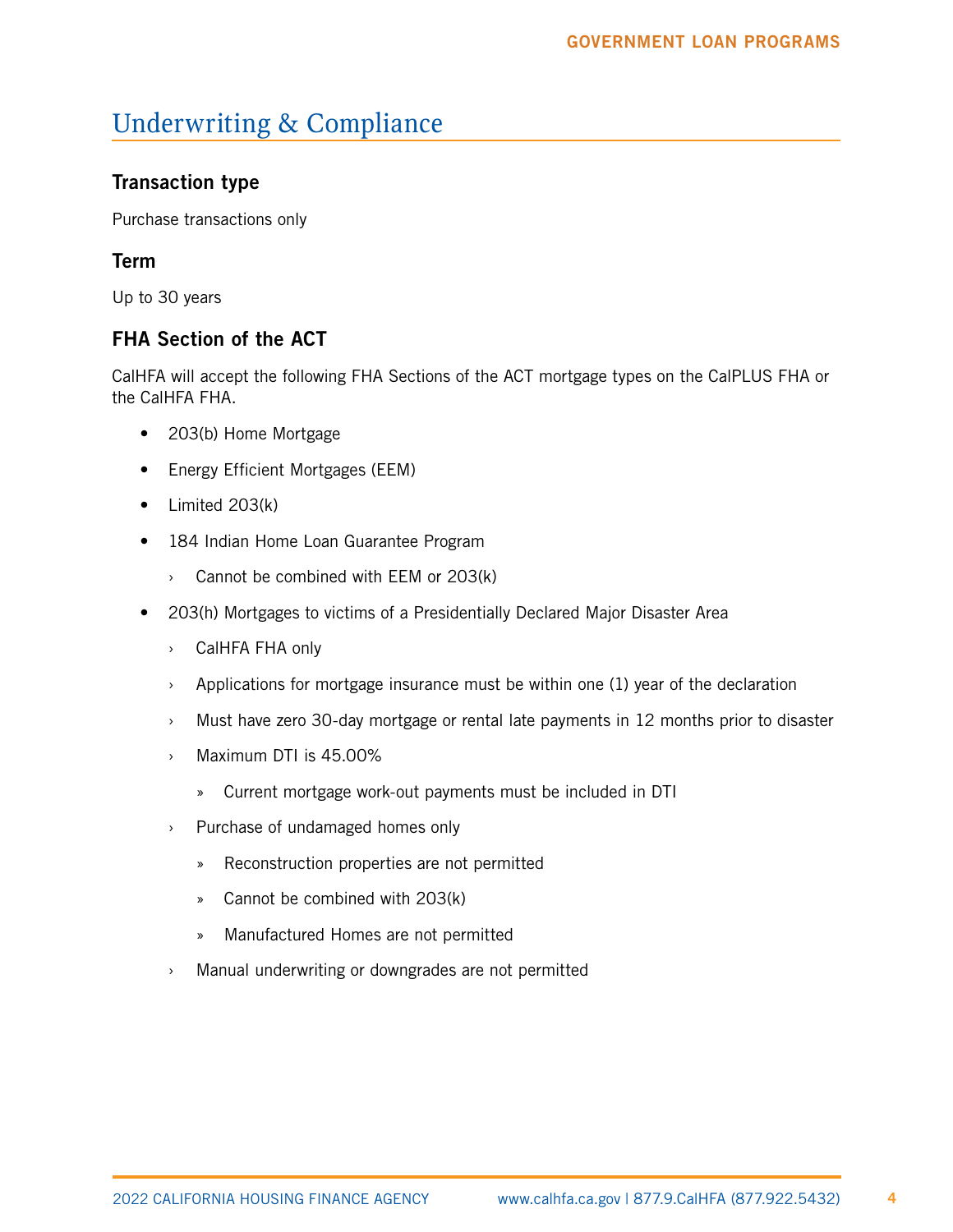## Underwriting & Compliance

### Transaction type

Purchase transactions only

### Term

Up to 30 years

### FHA Section of the ACT

CalHFA will accept the following FHA Sections of the ACT mortgage types on the CalPLUS FHA or the CalHFA FHA.

- 203(b) Home Mortgage
- Energy Efficient Mortgages (EEM)
- Limited 203(k)
- 184 Indian Home Loan Guarantee Program
  - Cannot be combined with EEM or 203(k)
- 203(h) Mortgages to victims of a Presidentially Declared Major Disaster Area
  - CalHFA FHA only
  - Applications for mortgage insurance must be within one (1) year of the declaration
  - Must have zero 30-day mortgage or rental late payments in 12 months prior to disaster
  - Maximum DTI is 45.00%
    - Current mortgage work-out payments must be included in DTI
  - Purchase of undamaged homes only
    - Reconstruction properties are not permitted
    - Cannot be combined with 203(k)
    - Manufactured Homes are not permitted
  - Manual underwriting or downgrades are not permitted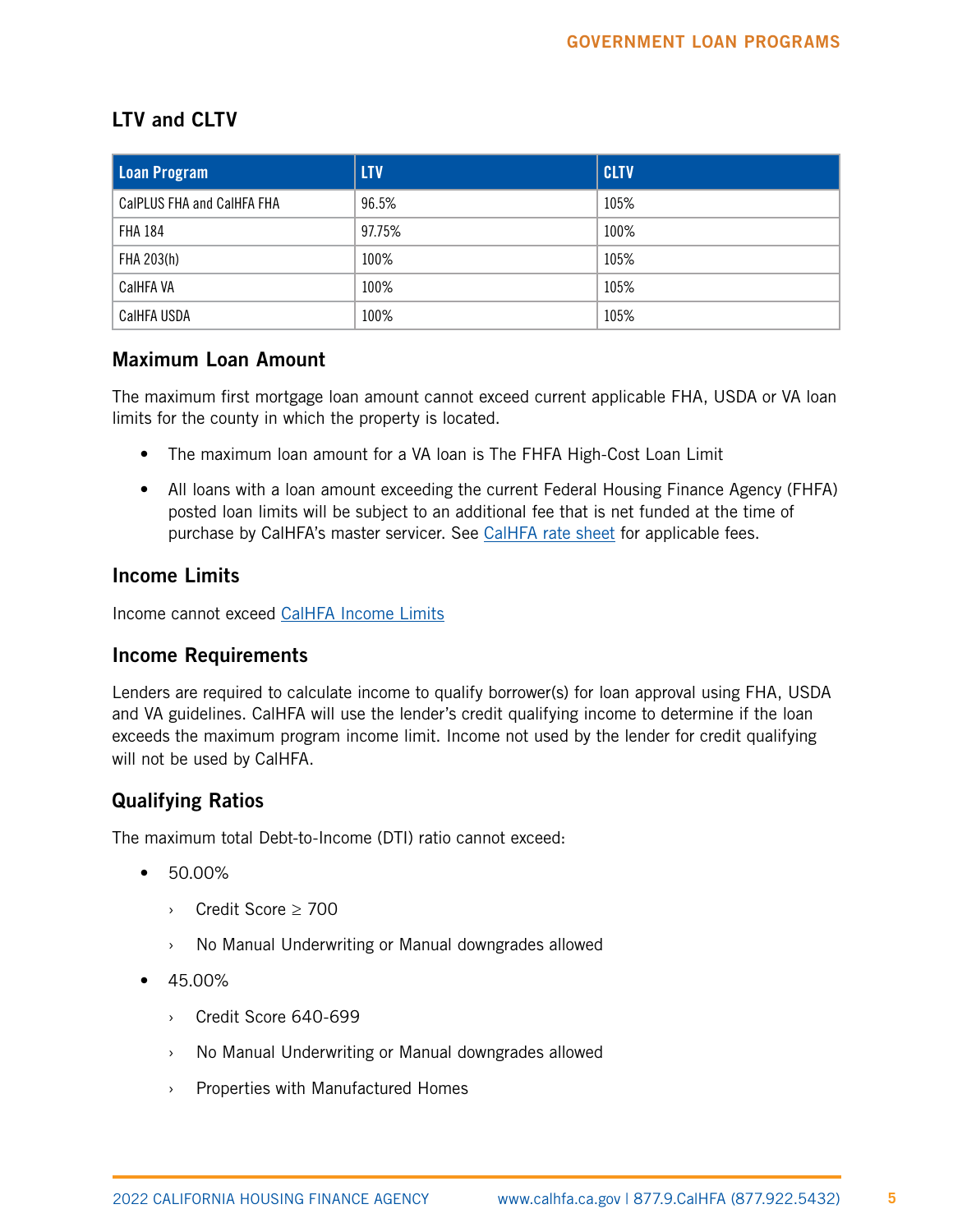## LTV and CLTV

| Loan Program | LTV | CLTV |
| --- | --- | --- |
| CalPLUS FHA and CalHFA FHA | 96.5% | 105% |
| FHA 184 | 97.75% | 100% |
| FHA 203(h) | 100% | 105% |
| CalHFA VA | 100% | 105% |
| CalHFA USDA | 100% | 105% |

### Maximum Loan Amount

The maximum first mortgage loan amount cannot exceed current applicable FHA, USDA or VA loan limits for the county in which the property is located.

- The maximum loan amount for a VA loan is The FHFA High-Cost Loan Limit
- All loans with a loan amount exceeding the current Federal Housing Finance Agency (FHFA) posted loan limits will be subject to an additional fee that is net funded at the time of purchase by CalHFA's master servicer. See CalHFA rate sheet for applicable fees.

### Income Limits

Income cannot exceed CalHFA Income Limits

### Income Requirements

Lenders are required to calculate income to qualify borrower(s) for loan approval using FHA, USDA and VA guidelines. CalHFA will use the lender's credit qualifying income to determine if the loan exceeds the maximum program income limit. Income not used by the lender for credit qualifying will not be used by CalHFA.

### Qualifying Ratios

The maximum total Debt-to-Income (DTI) ratio cannot exceed:

- 50.00%
  - Credit Score ≥ 700
  - No Manual Underwriting or Manual downgrades allowed
- 45.00%
  - Credit Score 640-699
  - No Manual Underwriting or Manual downgrades allowed
  - Properties with Manufactured Homes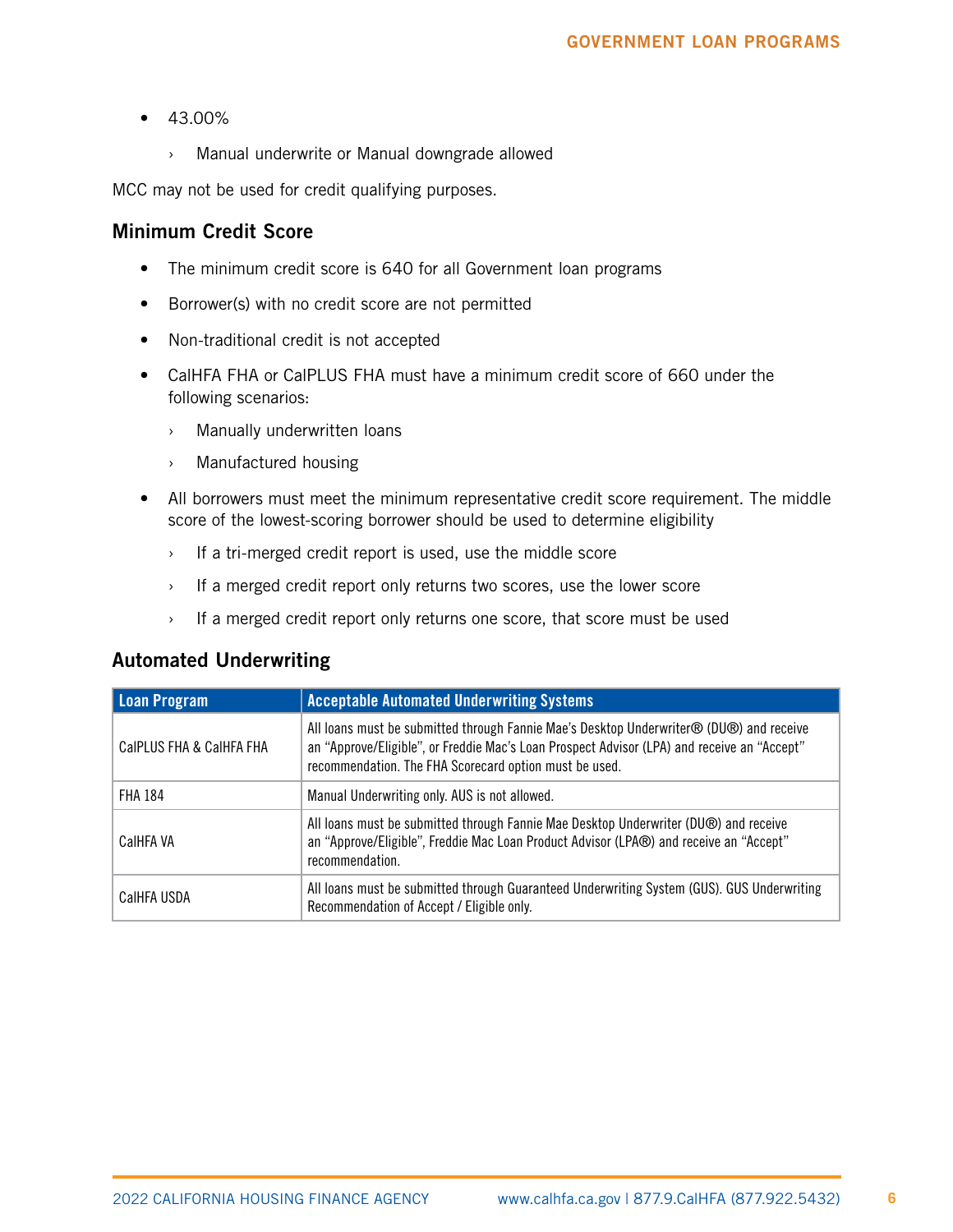- 43.00%
  - Manual underwrite or Manual downgrade allowed

MCC may not be used for credit qualifying purposes.

### Minimum Credit Score

- The minimum credit score is 640 for all Government loan programs
- Borrower(s) with no credit score are not permitted
- Non-traditional credit is not accepted
- CalHFA FHA or CalPLUS FHA must have a minimum credit score of 660 under the following scenarios:
  - Manually underwritten loans
  - Manufactured housing
- All borrowers must meet the minimum representative credit score requirement. The middle score of the lowest-scoring borrower should be used to determine eligibility
  - If a tri-merged credit report is used, use the middle score
  - If a merged credit report only returns two scores, use the lower score
  - If a merged credit report only returns one score, that score must be used

### Automated Underwriting

| Loan Program | Acceptable Automated Underwriting Systems |
| --- | --- |
| CalPLUS FHA & CalHFA FHA | All loans must be submitted through Fannie Mae's Desktop Underwriter® (DU®) and receive an "Approve/Eligible", or Freddie Mac's Loan Prospect Advisor (LPA) and receive an "Accept" recommendation. The FHA Scorecard option must be used. |
| FHA 184 | Manual Underwriting only. AUS is not allowed. |
| CalHFA VA | All loans must be submitted through Fannie Mae Desktop Underwriter (DU®) and receive an "Approve/Eligible", Freddie Mac Loan Product Advisor (LPA®) and receive an "Accept" recommendation. |
| CalHFA USDA | All loans must be submitted through Guaranteed Underwriting System (GUS). GUS Underwriting Recommendation of Accept / Eligible only. |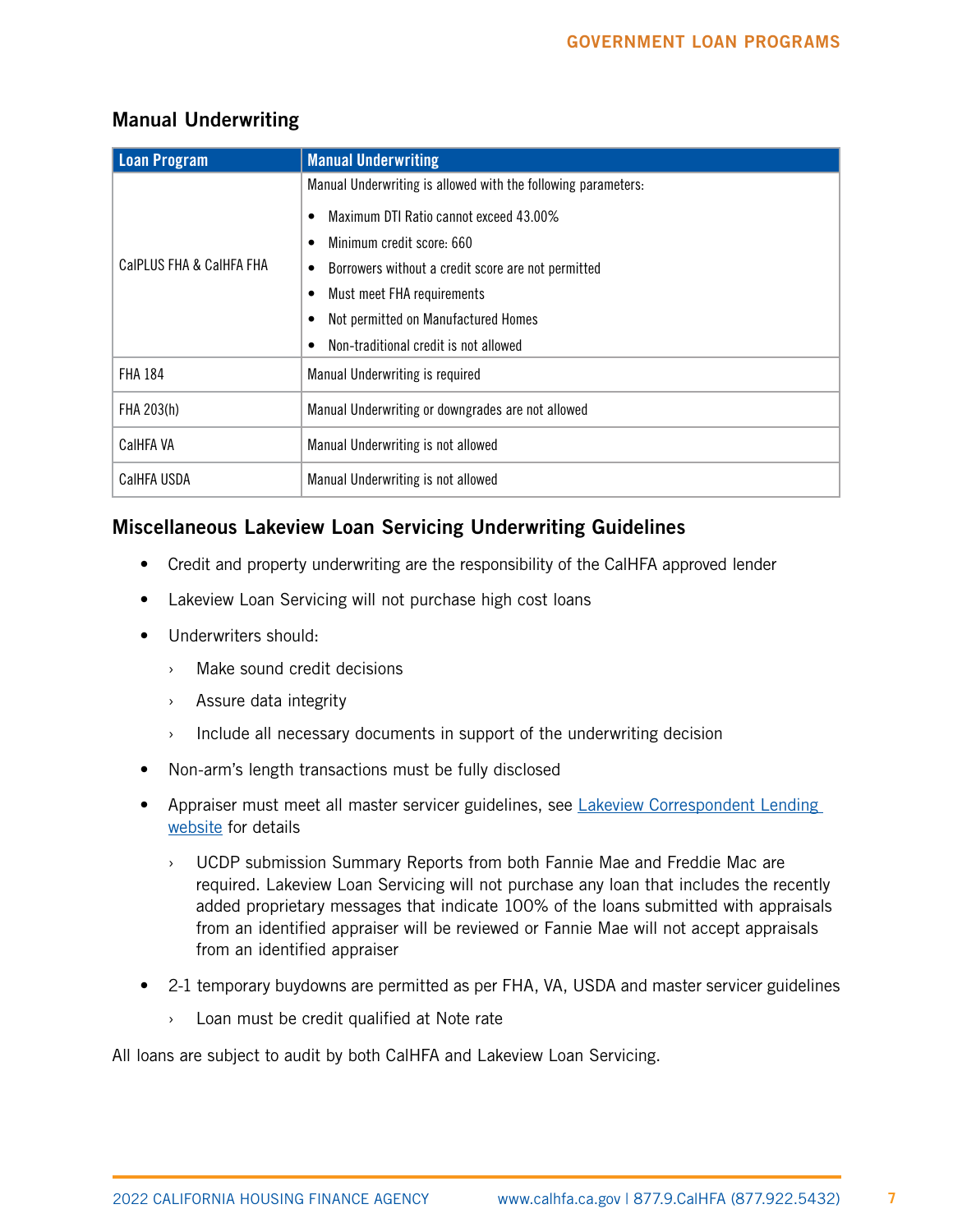## Manual Underwriting

| Loan Program | Manual Underwriting |
|---|---|
| CalPLUS FHA & CalHFA FHA | Manual Underwriting is allowed with the following parameters:<br>• Maximum DTI Ratio cannot exceed 43.00%<br>• Minimum credit score: 660<br>• Borrowers without a credit score are not permitted<br>• Must meet FHA requirements<br>• Not permitted on Manufactured Homes<br>• Non-traditional credit is not allowed |
| FHA 184 | Manual Underwriting is required |
| FHA 203(h) | Manual Underwriting or downgrades are not allowed |
| CalHFA VA | Manual Underwriting is not allowed |
| CalHFA USDA | Manual Underwriting is not allowed |

## Miscellaneous Lakeview Loan Servicing Underwriting Guidelines

- Credit and property underwriting are the responsibility of the CalHFA approved lender
- Lakeview Loan Servicing will not purchase high cost loans
- Underwriters should:
  - Make sound credit decisions
  - Assure data integrity
  - Include all necessary documents in support of the underwriting decision
- Non-arm's length transactions must be fully disclosed
- Appraiser must meet all master servicer guidelines, see Lakeview Correspondent Lending website for details
  - UCDP submission Summary Reports from both Fannie Mae and Freddie Mac are required. Lakeview Loan Servicing will not purchase any loan that includes the recently added proprietary messages that indicate 100% of the loans submitted with appraisals from an identified appraiser will be reviewed or Fannie Mae will not accept appraisals from an identified appraiser
- 2-1 temporary buydowns are permitted as per FHA, VA, USDA and master servicer guidelines
  - Loan must be credit qualified at Note rate

All loans are subject to audit by both CalHFA and Lakeview Loan Servicing.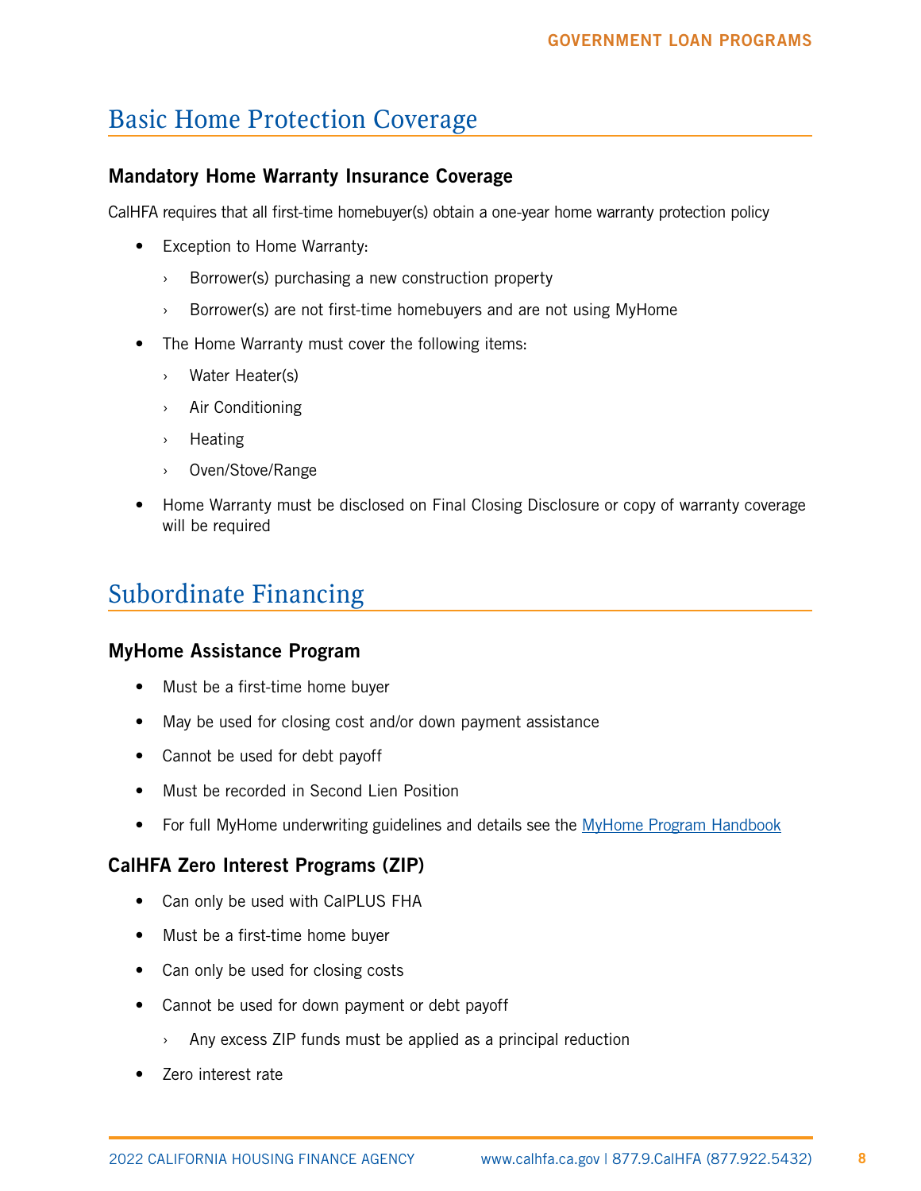## Basic Home Protection Coverage

### Mandatory Home Warranty Insurance Coverage

CalHFA requires that all first-time homebuyer(s) obtain a one-year home warranty protection policy

- Exception to Home Warranty:
  - Borrower(s) purchasing a new construction property
  - Borrower(s) are not first-time homebuyers and are not using MyHome
- The Home Warranty must cover the following items:
  - Water Heater(s)
  - Air Conditioning
  - Heating
  - Oven/Stove/Range
- Home Warranty must be disclosed on Final Closing Disclosure or copy of warranty coverage will be required

## Subordinate Financing

### MyHome Assistance Program

- Must be a first-time home buyer
- May be used for closing cost and/or down payment assistance
- Cannot be used for debt payoff
- Must be recorded in Second Lien Position
- For full MyHome underwriting guidelines and details see the MyHome Program Handbook

### CalHFA Zero Interest Programs (ZIP)

- Can only be used with CalPLUS FHA
- Must be a first-time home buyer
- Can only be used for closing costs
- Cannot be used for down payment or debt payoff
  - Any excess ZIP funds must be applied as a principal reduction
- Zero interest rate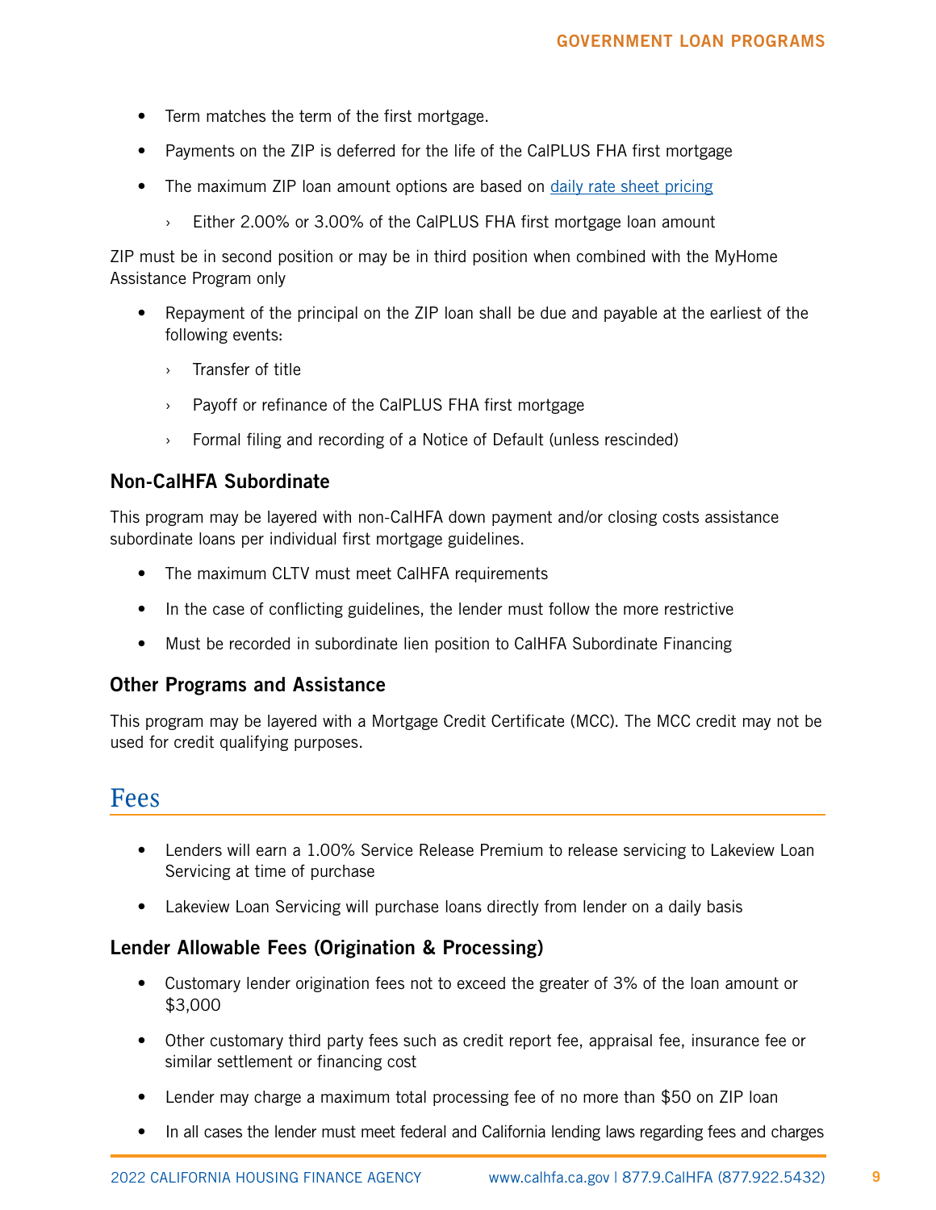- Term matches the term of the first mortgage.
- Payments on the ZIP is deferred for the life of the CalPLUS FHA first mortgage
- The maximum ZIP loan amount options are based on [daily rate sheet pricing]
  - Either 2.00% or 3.00% of the CalPLUS FHA first mortgage loan amount

ZIP must be in second position or may be in third position when combined with the MyHome Assistance Program only

- Repayment of the principal on the ZIP loan shall be due and payable at the earliest of the following events:
  - Transfer of title
  - Payoff or refinance of the CalPLUS FHA first mortgage
  - Formal filing and recording of a Notice of Default (unless rescinded)

### Non-CalHFA Subordinate

This program may be layered with non-CalHFA down payment and/or closing costs assistance subordinate loans per individual first mortgage guidelines.

- The maximum CLTV must meet CalHFA requirements
- In the case of conflicting guidelines, the lender must follow the more restrictive
- Must be recorded in subordinate lien position to CalHFA Subordinate Financing

### Other Programs and Assistance

This program may be layered with a Mortgage Credit Certificate (MCC). The MCC credit may not be used for credit qualifying purposes.

## Fees

- Lenders will earn a 1.00% Service Release Premium to release servicing to Lakeview Loan Servicing at time of purchase
- Lakeview Loan Servicing will purchase loans directly from lender on a daily basis

### Lender Allowable Fees (Origination & Processing)

- Customary lender origination fees not to exceed the greater of 3% of the loan amount or $3,000
- Other customary third party fees such as credit report fee, appraisal fee, insurance fee or similar settlement or financing cost
- Lender may charge a maximum total processing fee of no more than $50 on ZIP loan
- In all cases the lender must meet federal and California lending laws regarding fees and charges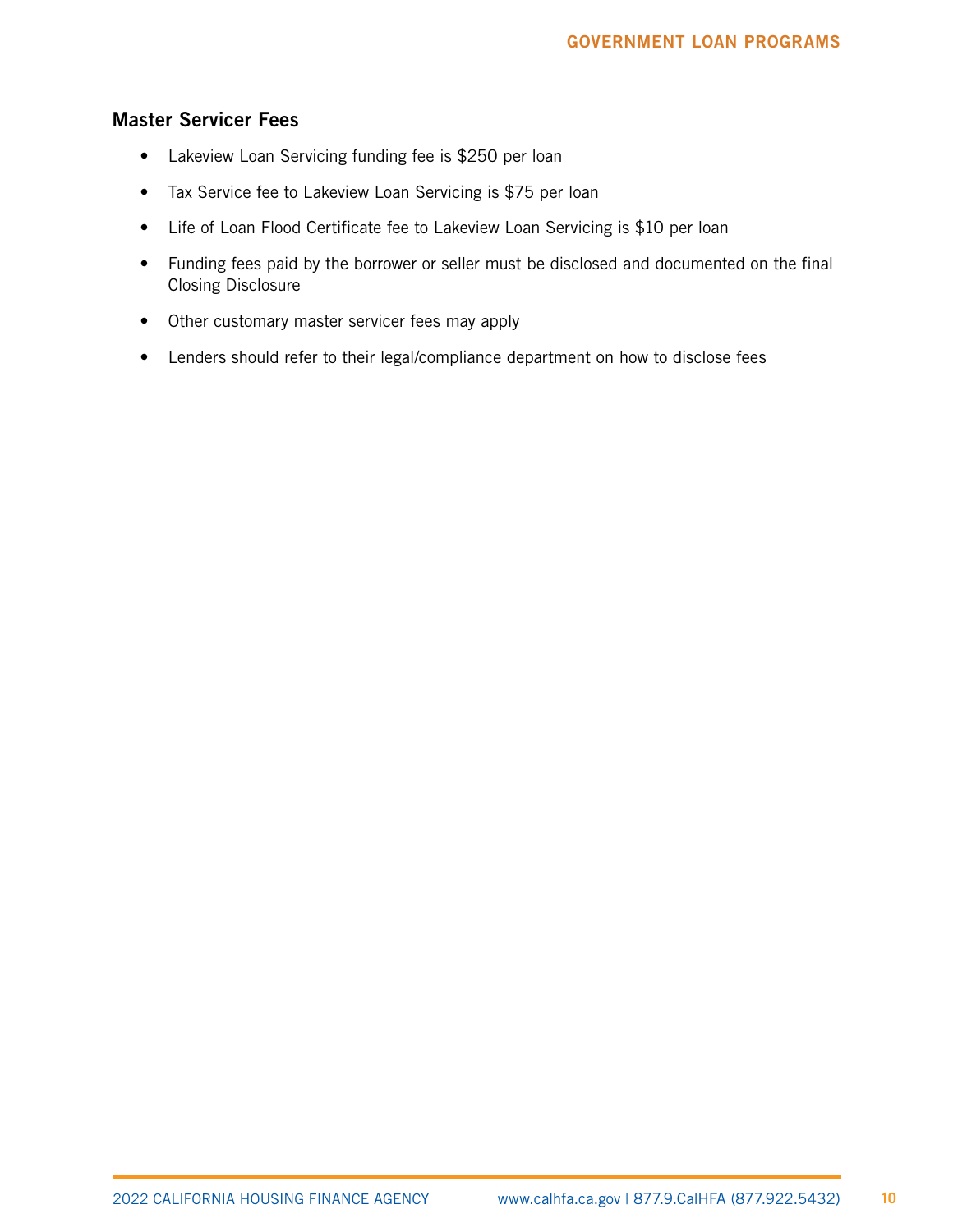## Master Servicer Fees

- Lakeview Loan Servicing funding fee is $250 per loan
- Tax Service fee to Lakeview Loan Servicing is $75 per loan
- Life of Loan Flood Certificate fee to Lakeview Loan Servicing is $10 per loan
- Funding fees paid by the borrower or seller must be disclosed and documented on the final Closing Disclosure
- Other customary master servicer fees may apply
- Lenders should refer to their legal/compliance department on how to disclose fees